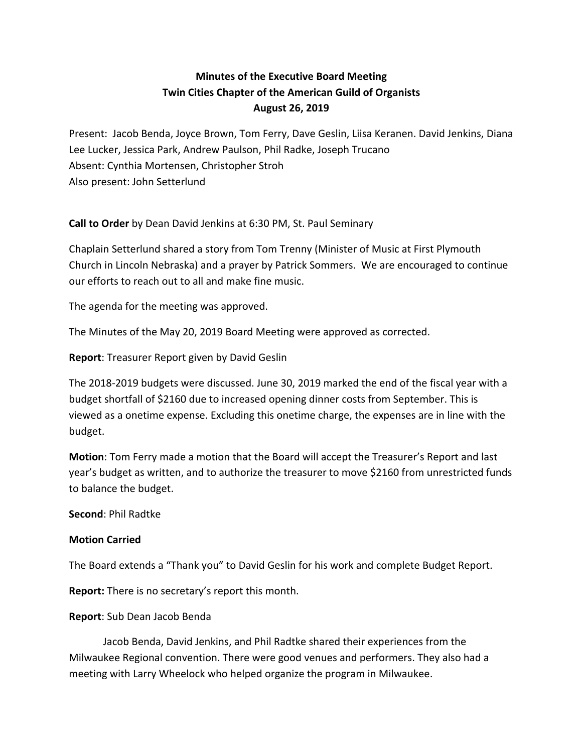**Minutes of the Executive Board Meeting**
**Twin Cities Chapter of the American Guild of Organists**
**August 26, 2019**

Present: Jacob Benda, Joyce Brown, Tom Ferry, Dave Geslin, Liisa Keranen. David Jenkins, Diana Lee Lucker, Jessica Park, Andrew Paulson, Phil Radke, Joseph Trucano
Absent: Cynthia Mortensen, Christopher Stroh
Also present: John Setterlund

**Call to Order** by Dean David Jenkins at 6:30 PM, St. Paul Seminary

Chaplain Setterlund shared a story from Tom Trenny (Minister of Music at First Plymouth Church in Lincoln Nebraska) and a prayer by Patrick Sommers. We are encouraged to continue our efforts to reach out to all and make fine music.

The agenda for the meeting was approved.

The Minutes of the May 20, 2019 Board Meeting were approved as corrected.

**Report**: Treasurer Report given by David Geslin

The 2018-2019 budgets were discussed. June 30, 2019 marked the end of the fiscal year with a budget shortfall of $2160 due to increased opening dinner costs from September. This is viewed as a onetime expense. Excluding this onetime charge, the expenses are in line with the budget.

**Motion**: Tom Ferry made a motion that the Board will accept the Treasurer's Report and last year's budget as written, and to authorize the treasurer to move $2160 from unrestricted funds to balance the budget.

**Second**: Phil Radtke

**Motion Carried**

The Board extends a "Thank you" to David Geslin for his work and complete Budget Report.

**Report:** There is no secretary's report this month.

**Report**: Sub Dean Jacob Benda

Jacob Benda, David Jenkins, and Phil Radtke shared their experiences from the Milwaukee Regional convention. There were good venues and performers. They also had a meeting with Larry Wheelock who helped organize the program in Milwaukee.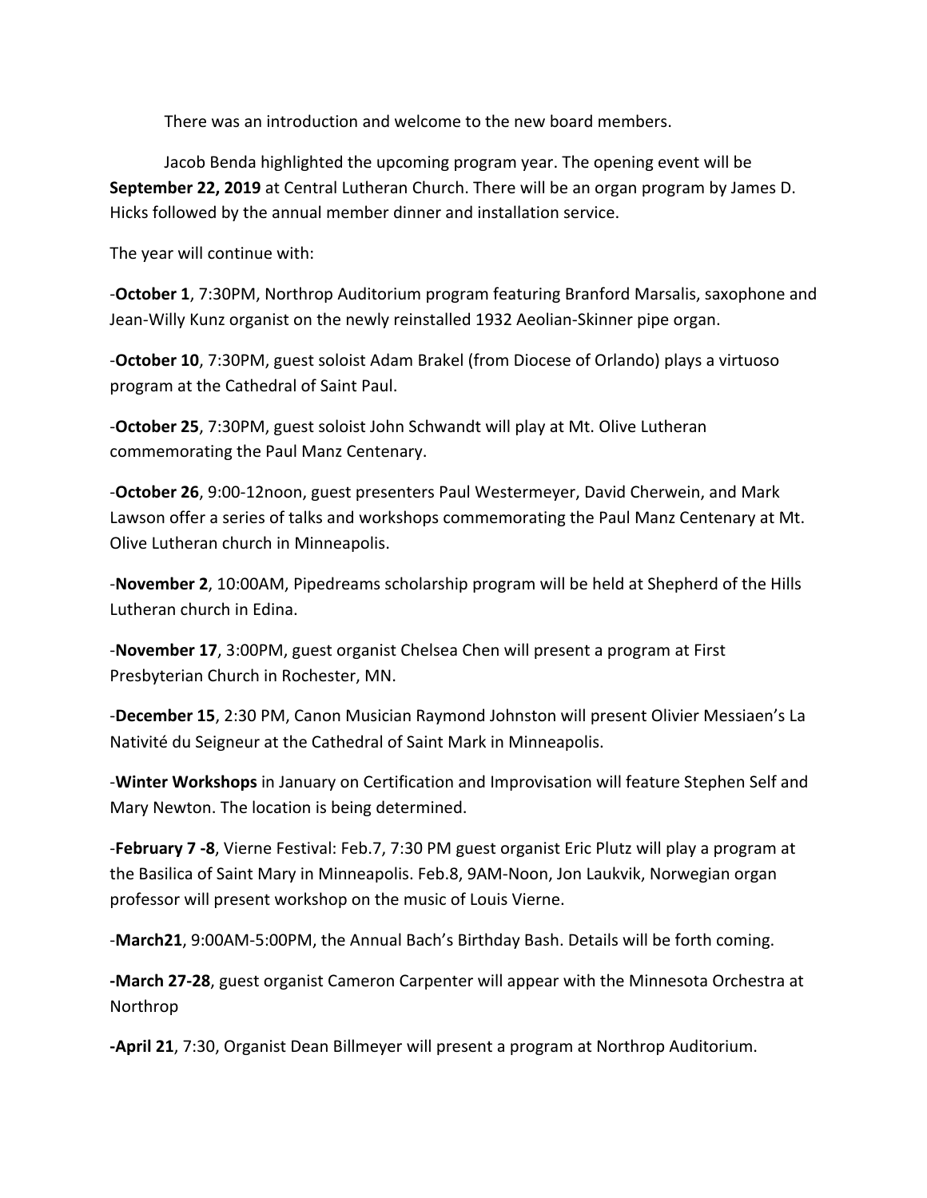There was an introduction and welcome to the new board members.

Jacob Benda highlighted the upcoming program year. The opening event will be **September 22, 2019** at Central Lutheran Church. There will be an organ program by James D. Hicks followed by the annual member dinner and installation service.

The year will continue with:

-**October 1**, 7:30PM, Northrop Auditorium program featuring Branford Marsalis, saxophone and Jean-Willy Kunz organist on the newly reinstalled 1932 Aeolian-Skinner pipe organ.

-**October 10**, 7:30PM, guest soloist Adam Brakel (from Diocese of Orlando) plays a virtuoso program at the Cathedral of Saint Paul.

-**October 25**, 7:30PM, guest soloist John Schwandt will play at Mt. Olive Lutheran commemorating the Paul Manz Centenary.

-**October 26**, 9:00-12noon, guest presenters Paul Westermeyer, David Cherwein, and Mark Lawson offer a series of talks and workshops commemorating the Paul Manz Centenary at Mt. Olive Lutheran church in Minneapolis.

-**November 2**, 10:00AM, Pipedreams scholarship program will be held at Shepherd of the Hills Lutheran church in Edina.

-**November 17**, 3:00PM, guest organist Chelsea Chen will present a program at First Presbyterian Church in Rochester, MN.

-**December 15**, 2:30 PM, Canon Musician Raymond Johnston will present Olivier Messiaen's La Nativité du Seigneur at the Cathedral of Saint Mark in Minneapolis.

-**Winter Workshops** in January on Certification and Improvisation will feature Stephen Self and Mary Newton. The location is being determined.

-**February 7 -8**, Vierne Festival: Feb.7, 7:30 PM guest organist Eric Plutz will play a program at the Basilica of Saint Mary in Minneapolis. Feb.8, 9AM-Noon, Jon Laukvik, Norwegian organ professor will present workshop on the music of Louis Vierne.

-**March21**, 9:00AM-5:00PM, the Annual Bach's Birthday Bash. Details will be forth coming.

**-March 27-28**, guest organist Cameron Carpenter will appear with the Minnesota Orchestra at Northrop

**-April 21**, 7:30, Organist Dean Billmeyer will present a program at Northrop Auditorium.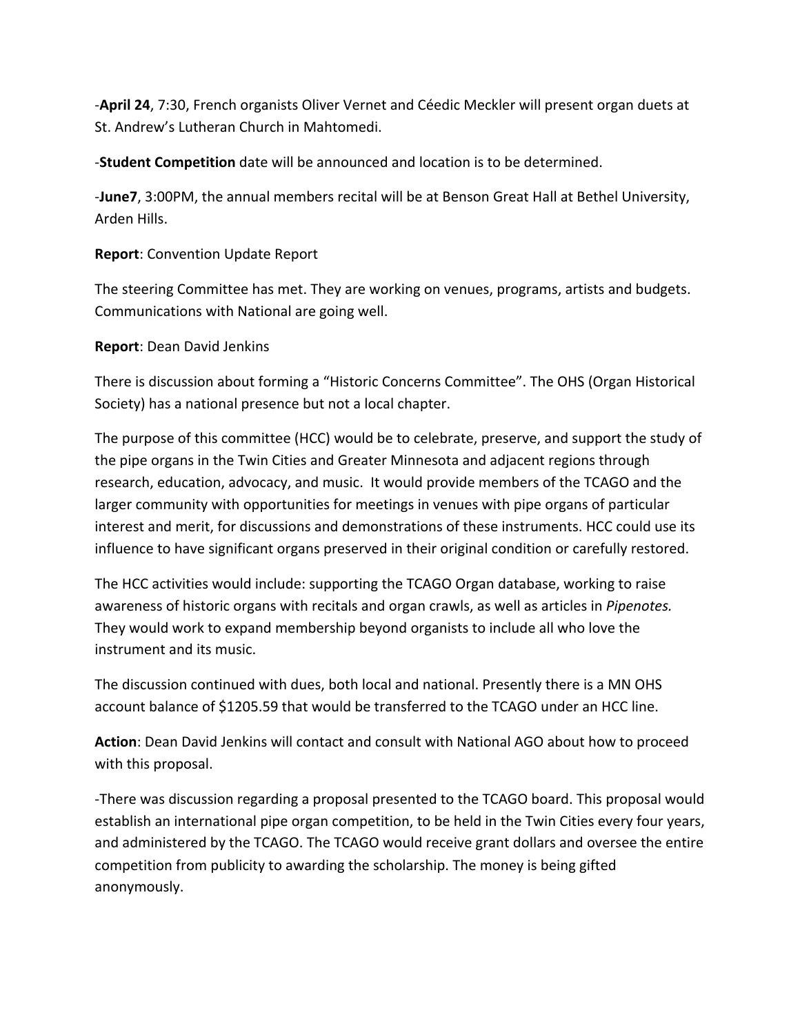-**April 24**, 7:30, French organists Oliver Vernet and Céedic Meckler will present organ duets at St. Andrew's Lutheran Church in Mahtomedi.

-**Student Competition** date will be announced and location is to be determined.

-**June7**, 3:00PM, the annual members recital will be at Benson Great Hall at Bethel University, Arden Hills.

**Report**: Convention Update Report

The steering Committee has met. They are working on venues, programs, artists and budgets. Communications with National are going well.

**Report**: Dean David Jenkins

There is discussion about forming a "Historic Concerns Committee". The OHS (Organ Historical Society) has a national presence but not a local chapter.

The purpose of this committee (HCC) would be to celebrate, preserve, and support the study of the pipe organs in the Twin Cities and Greater Minnesota and adjacent regions through research, education, advocacy, and music. It would provide members of the TCAGO and the larger community with opportunities for meetings in venues with pipe organs of particular interest and merit, for discussions and demonstrations of these instruments. HCC could use its influence to have significant organs preserved in their original condition or carefully restored.

The HCC activities would include: supporting the TCAGO Organ database, working to raise awareness of historic organs with recitals and organ crawls, as well as articles in *Pipenotes.* They would work to expand membership beyond organists to include all who love the instrument and its music.

The discussion continued with dues, both local and national. Presently there is a MN OHS account balance of $1205.59 that would be transferred to the TCAGO under an HCC line.

**Action**: Dean David Jenkins will contact and consult with National AGO about how to proceed with this proposal.

-There was discussion regarding a proposal presented to the TCAGO board. This proposal would establish an international pipe organ competition, to be held in the Twin Cities every four years, and administered by the TCAGO. The TCAGO would receive grant dollars and oversee the entire competition from publicity to awarding the scholarship. The money is being gifted anonymously.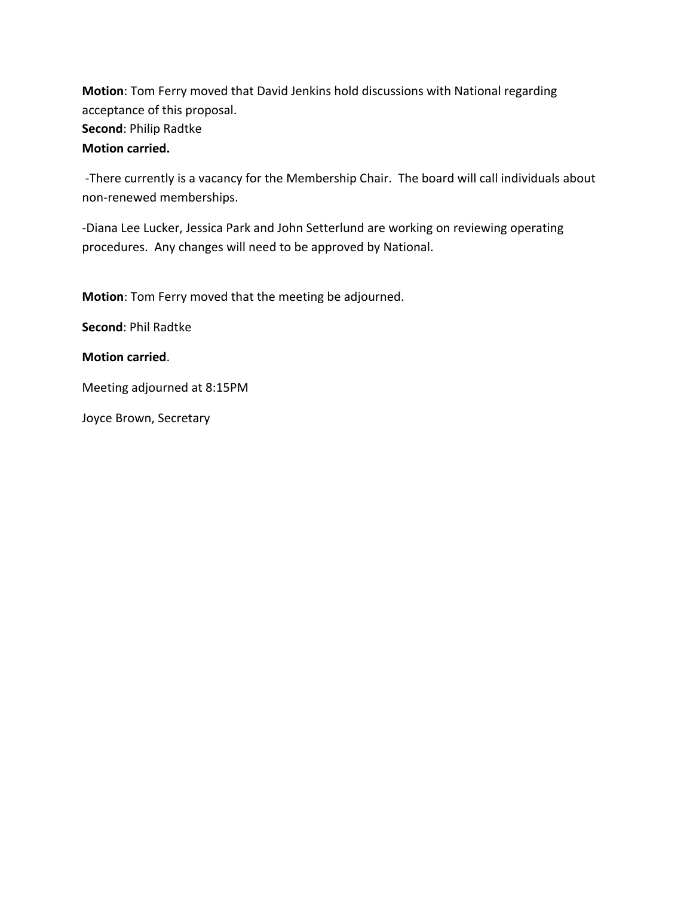**Motion**: Tom Ferry moved that David Jenkins hold discussions with National regarding acceptance of this proposal.
**Second**: Philip Radtke
**Motion carried.**

-There currently is a vacancy for the Membership Chair. The board will call individuals about non-renewed memberships.

-Diana Lee Lucker, Jessica Park and John Setterlund are working on reviewing operating procedures. Any changes will need to be approved by National.

**Motion**: Tom Ferry moved that the meeting be adjourned.

**Second**: Phil Radtke

**Motion carried**.

Meeting adjourned at 8:15PM

Joyce Brown, Secretary